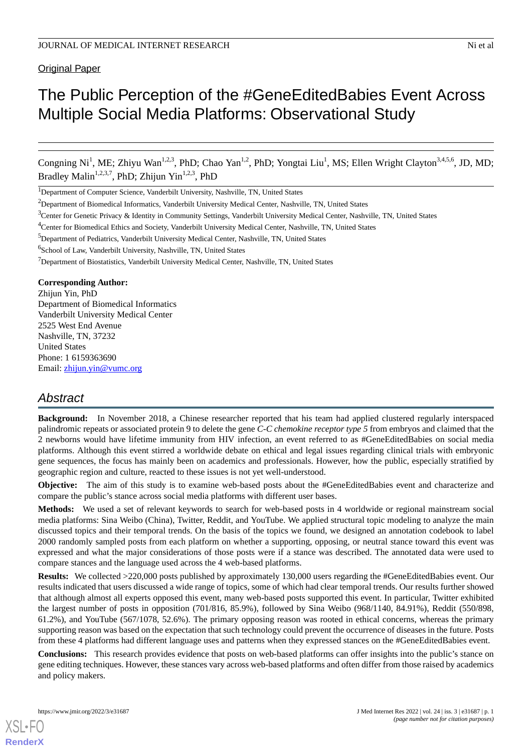Original Paper

# The Public Perception of the #GeneEditedBabies Event Across Multiple Social Media Platforms: Observational Study

Congning Ni[1], ME; Zhiyu Wan[1,2,3], PhD; Chao Yan[1,2], PhD; Yongtai Liu[1], MS; Ellen Wright Clayton[3,4,5,6], JD, MD; Bradley Malin[1,2,3,7], PhD; Zhijun Yin[1,2,3], PhD

[1]Department of Computer Science, Vanderbilt University, Nashville, TN, United States

[2]Department of Biomedical Informatics, Vanderbilt University Medical Center, Nashville, TN, United States

[3]Center for Genetic Privacy & Identity in Community Settings, Vanderbilt University Medical Center, Nashville, TN, United States

[4]Center for Biomedical Ethics and Society, Vanderbilt University Medical Center, Nashville, TN, United States

[5]Department of Pediatrics, Vanderbilt University Medical Center, Nashville, TN, United States

[6]School of Law, Vanderbilt University, Nashville, TN, United States

[7]Department of Biostatistics, Vanderbilt University Medical Center, Nashville, TN, United States

**Corresponding Author:**
Zhijun Yin, PhD
Department of Biomedical Informatics
Vanderbilt University Medical Center
2525 West End Avenue
Nashville, TN, 37232
United States
Phone: 1 6159363690
Email: zhijun.yin@vumc.org

## Abstract

**Background:** In November 2018, a Chinese researcher reported that his team had applied clustered regularly interspaced palindromic repeats or associated protein 9 to delete the gene *C-C chemokine receptor type 5* from embryos and claimed that the 2 newborns would have lifetime immunity from HIV infection, an event referred to as #GeneEditedBabies on social media platforms. Although this event stirred a worldwide debate on ethical and legal issues regarding clinical trials with embryonic gene sequences, the focus has mainly been on academics and professionals. However, how the public, especially stratified by geographic region and culture, reacted to these issues is not yet well-understood.

**Objective:** The aim of this study is to examine web-based posts about the #GeneEditedBabies event and characterize and compare the public's stance across social media platforms with different user bases.

**Methods:** We used a set of relevant keywords to search for web-based posts in 4 worldwide or regional mainstream social media platforms: Sina Weibo (China), Twitter, Reddit, and YouTube. We applied structural topic modeling to analyze the main discussed topics and their temporal trends. On the basis of the topics we found, we designed an annotation codebook to label 2000 randomly sampled posts from each platform on whether a supporting, opposing, or neutral stance toward this event was expressed and what the major considerations of those posts were if a stance was described. The annotated data were used to compare stances and the language used across the 4 web-based platforms.

**Results:** We collected >220,000 posts published by approximately 130,000 users regarding the #GeneEditedBabies event. Our results indicated that users discussed a wide range of topics, some of which had clear temporal trends. Our results further showed that although almost all experts opposed this event, many web-based posts supported this event. In particular, Twitter exhibited the largest number of posts in opposition (701/816, 85.9%), followed by Sina Weibo (968/1140, 84.91%), Reddit (550/898, 61.2%), and YouTube (567/1078, 52.6%). The primary opposing reason was rooted in ethical concerns, whereas the primary supporting reason was based on the expectation that such technology could prevent the occurrence of diseases in the future. Posts from these 4 platforms had different language uses and patterns when they expressed stances on the #GeneEditedBabies event.

**Conclusions:** This research provides evidence that posts on web-based platforms can offer insights into the public's stance on gene editing techniques. However, these stances vary across web-based platforms and often differ from those raised by academics and policy makers.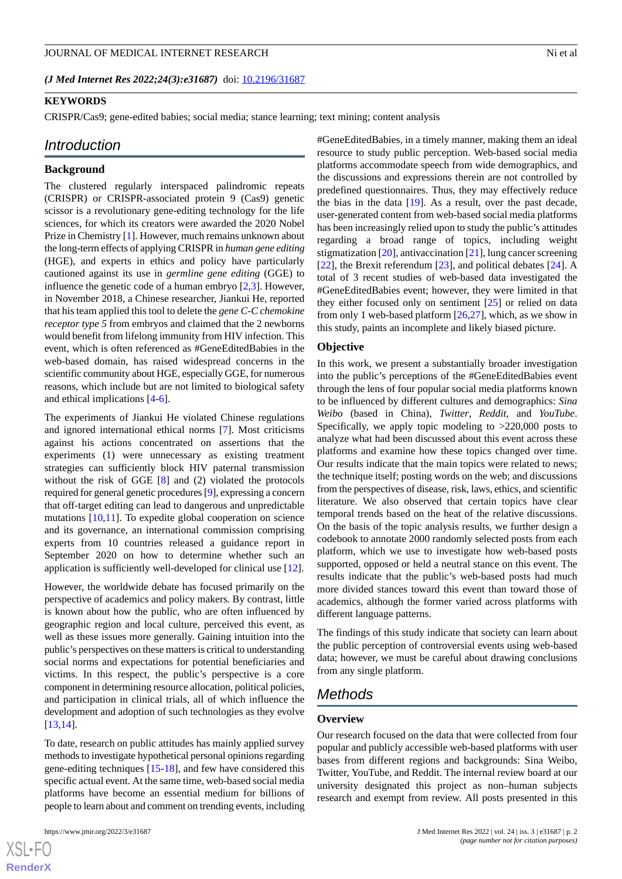(*J Med Internet Res 2022;24(3):e31687*) doi: 10.2196/31687

**KEYWORDS**

CRISPR/Cas9; gene-edited babies; social media; stance learning; text mining; content analysis

## Introduction

### Background

The clustered regularly interspaced palindromic repeats (CRISPR) or CRISPR-associated protein 9 (Cas9) genetic scissor is a revolutionary gene-editing technology for the life sciences, for which its creators were awarded the 2020 Nobel Prize in Chemistry [1]. However, much remains unknown about the long-term effects of applying CRISPR in *human gene editing* (HGE), and experts in ethics and policy have particularly cautioned against its use in *germline gene editing* (GGE) to influence the genetic code of a human embryo [2,3]. However, in November 2018, a Chinese researcher, Jiankui He, reported that his team applied this tool to delete the *gene C-C chemokine receptor type 5* from embryos and claimed that the 2 newborns would benefit from lifelong immunity from HIV infection. This event, which is often referenced as #GeneEditedBabies in the web-based domain, has raised widespread concerns in the scientific community about HGE, especially GGE, for numerous reasons, which include but are not limited to biological safety and ethical implications [4-6].

The experiments of Jiankui He violated Chinese regulations and ignored international ethical norms [7]. Most criticisms against his actions concentrated on assertions that the experiments (1) were unnecessary as existing treatment strategies can sufficiently block HIV paternal transmission without the risk of GGE [8] and (2) violated the protocols required for general genetic procedures [9], expressing a concern that off-target editing can lead to dangerous and unpredictable mutations [10,11]. To expedite global cooperation on science and its governance, an international commission comprising experts from 10 countries released a guidance report in September 2020 on how to determine whether such an application is sufficiently well-developed for clinical use [12].

However, the worldwide debate has focused primarily on the perspective of academics and policy makers. By contrast, little is known about how the public, who are often influenced by geographic region and local culture, perceived this event, as well as these issues more generally. Gaining intuition into the public's perspectives on these matters is critical to understanding social norms and expectations for potential beneficiaries and victims. In this respect, the public's perspective is a core component in determining resource allocation, political policies, and participation in clinical trials, all of which influence the development and adoption of such technologies as they evolve [13,14].

To date, research on public attitudes has mainly applied survey methods to investigate hypothetical personal opinions regarding gene-editing techniques [15-18], and few have considered this specific actual event. At the same time, web-based social media platforms have become an essential medium for billions of people to learn about and comment on trending events, including #GeneEditedBabies, in a timely manner, making them an ideal resource to study public perception. Web-based social media platforms accommodate speech from wide demographics, and the discussions and expressions therein are not controlled by predefined questionnaires. Thus, they may effectively reduce the bias in the data [19]. As a result, over the past decade, user-generated content from web-based social media platforms has been increasingly relied upon to study the public's attitudes regarding a broad range of topics, including weight stigmatization [20], antivaccination [21], lung cancer screening [22], the Brexit referendum [23], and political debates [24]. A total of 3 recent studies of web-based data investigated the #GeneEditedBabies event; however, they were limited in that they either focused only on sentiment [25] or relied on data from only 1 web-based platform [26,27], which, as we show in this study, paints an incomplete and likely biased picture.

### Objective

In this work, we present a substantially broader investigation into the public's perceptions of the #GeneEditedBabies event through the lens of four popular social media platforms known to be influenced by different cultures and demographics: *Sina Weibo* (based in China), *Twitter*, *Reddit*, and *YouTube*. Specifically, we apply topic modeling to >220,000 posts to analyze what had been discussed about this event across these platforms and examine how these topics changed over time. Our results indicate that the main topics were related to news; the technique itself; posting words on the web; and discussions from the perspectives of disease, risk, laws, ethics, and scientific literature. We also observed that certain topics have clear temporal trends based on the heat of the relative discussions. On the basis of the topic analysis results, we further design a codebook to annotate 2000 randomly selected posts from each platform, which we use to investigate how web-based posts supported, opposed or held a neutral stance on this event. The results indicate that the public's web-based posts had much more divided stances toward this event than toward those of academics, although the former varied across platforms with different language patterns.

The findings of this study indicate that society can learn about the public perception of controversial events using web-based data; however, we must be careful about drawing conclusions from any single platform.

## Methods

### Overview

Our research focused on the data that were collected from four popular and publicly accessible web-based platforms with user bases from different regions and backgrounds: Sina Weibo, Twitter, YouTube, and Reddit. The internal review board at our university designated this project as non–human subjects research and exempt from review. All posts presented in this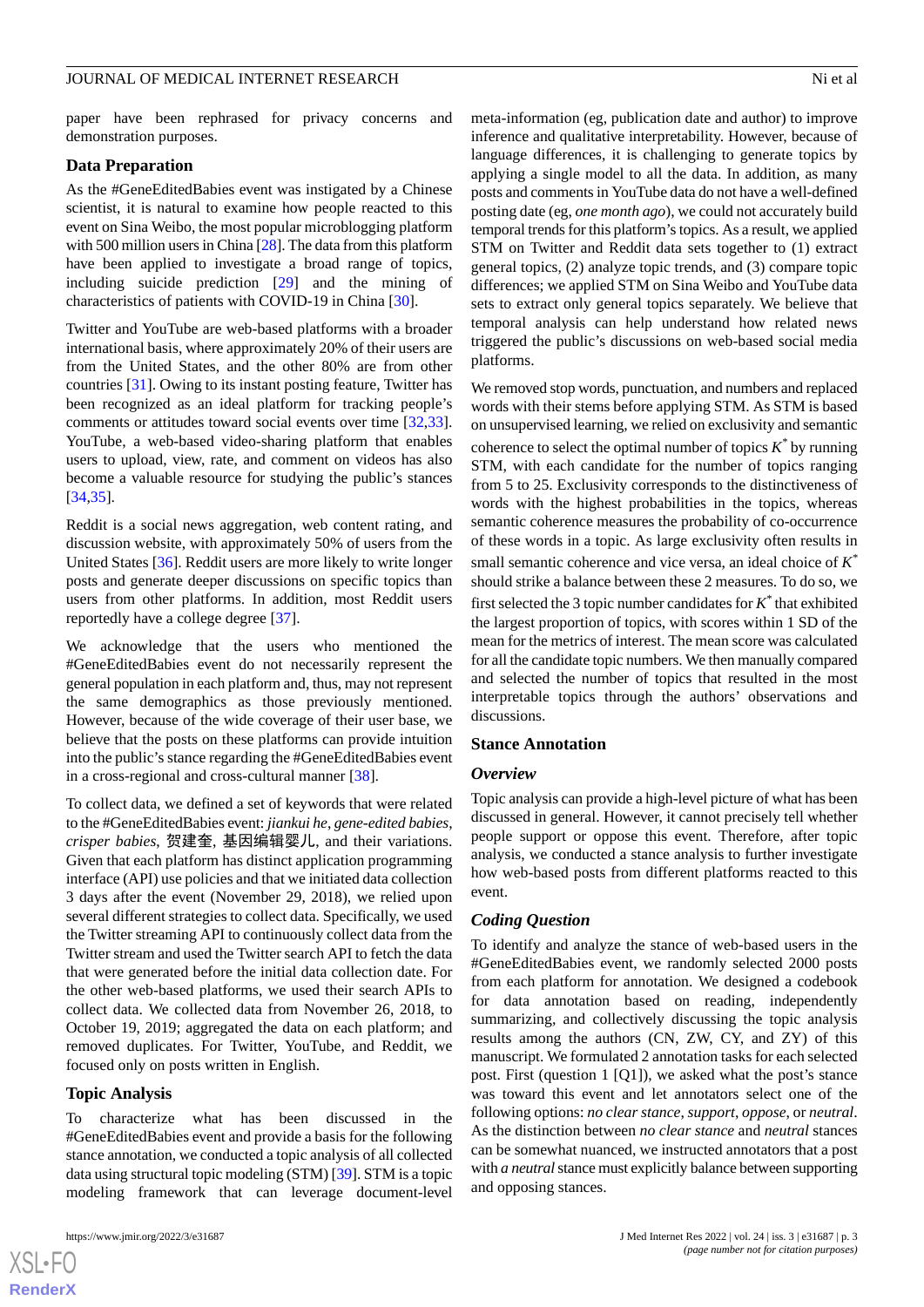paper have been rephrased for privacy concerns and demonstration purposes.

## Data Preparation

As the #GeneEditedBabies event was instigated by a Chinese scientist, it is natural to examine how people reacted to this event on Sina Weibo, the most popular microblogging platform with 500 million users in China [28]. The data from this platform have been applied to investigate a broad range of topics, including suicide prediction [29] and the mining of characteristics of patients with COVID-19 in China [30].

Twitter and YouTube are web-based platforms with a broader international basis, where approximately 20% of their users are from the United States, and the other 80% are from other countries [31]. Owing to its instant posting feature, Twitter has been recognized as an ideal platform for tracking people's comments or attitudes toward social events over time [32,33]. YouTube, a web-based video-sharing platform that enables users to upload, view, rate, and comment on videos has also become a valuable resource for studying the public's stances [34,35].

Reddit is a social news aggregation, web content rating, and discussion website, with approximately 50% of users from the United States [36]. Reddit users are more likely to write longer posts and generate deeper discussions on specific topics than users from other platforms. In addition, most Reddit users reportedly have a college degree [37].

We acknowledge that the users who mentioned the #GeneEditedBabies event do not necessarily represent the general population in each platform and, thus, may not represent the same demographics as those previously mentioned. However, because of the wide coverage of their user base, we believe that the posts on these platforms can provide intuition into the public's stance regarding the #GeneEditedBabies event in a cross-regional and cross-cultural manner [38].

To collect data, we defined a set of keywords that were related to the #GeneEditedBabies event: *jiankui he*, *gene-edited babies*, *crisper babies*, 贺建奎, 基因编辑婴儿, and their variations. Given that each platform has distinct application programming interface (API) use policies and that we initiated data collection 3 days after the event (November 29, 2018), we relied upon several different strategies to collect data. Specifically, we used the Twitter streaming API to continuously collect data from the Twitter stream and used the Twitter search API to fetch the data that were generated before the initial data collection date. For the other web-based platforms, we used their search APIs to collect data. We collected data from November 26, 2018, to October 19, 2019; aggregated the data on each platform; and removed duplicates. For Twitter, YouTube, and Reddit, we focused only on posts written in English.

## Topic Analysis

To characterize what has been discussed in the #GeneEditedBabies event and provide a basis for the following stance annotation, we conducted a topic analysis of all collected data using structural topic modeling (STM) [39]. STM is a topic modeling framework that can leverage document-level meta-information (eg, publication date and author) to improve inference and qualitative interpretability. However, because of language differences, it is challenging to generate topics by applying a single model to all the data. In addition, as many posts and comments in YouTube data do not have a well-defined posting date (eg, *one month ago*), we could not accurately build temporal trends for this platform's topics. As a result, we applied STM on Twitter and Reddit data sets together to (1) extract general topics, (2) analyze topic trends, and (3) compare topic differences; we applied STM on Sina Weibo and YouTube data sets to extract only general topics separately. We believe that temporal analysis can help understand how related news triggered the public's discussions on web-based social media platforms.

We removed stop words, punctuation, and numbers and replaced words with their stems before applying STM. As STM is based on unsupervised learning, we relied on exclusivity and semantic coherence to select the optimal number of topics $K^*$ by running STM, with each candidate for the number of topics ranging from 5 to 25. Exclusivity corresponds to the distinctiveness of words with the highest probabilities in the topics, whereas semantic coherence measures the probability of co-occurrence of these words in a topic. As large exclusivity often results in small semantic coherence and vice versa, an ideal choice of $K^*$ should strike a balance between these 2 measures. To do so, we first selected the 3 topic number candidates for $K^*$ that exhibited the largest proportion of topics, with scores within 1 SD of the mean for the metrics of interest. The mean score was calculated for all the candidate topic numbers. We then manually compared and selected the number of topics that resulted in the most interpretable topics through the authors' observations and discussions.

## Stance Annotation

### Overview

Topic analysis can provide a high-level picture of what has been discussed in general. However, it cannot precisely tell whether people support or oppose this event. Therefore, after topic analysis, we conducted a stance analysis to further investigate how web-based posts from different platforms reacted to this event.

### Coding Question

To identify and analyze the stance of web-based users in the #GeneEditedBabies event, we randomly selected 2000 posts from each platform for annotation. We designed a codebook for data annotation based on reading, independently summarizing, and collectively discussing the topic analysis results among the authors (CN, ZW, CY, and ZY) of this manuscript. We formulated 2 annotation tasks for each selected post. First (question 1 [Q1]), we asked what the post's stance was toward this event and let annotators select one of the following options: *no clear stance*, *support*, *oppose*, or *neutral*. As the distinction between *no clear stance* and *neutral* stances can be somewhat nuanced, we instructed annotators that a post with *a neutral* stance must explicitly balance between supporting and opposing stances.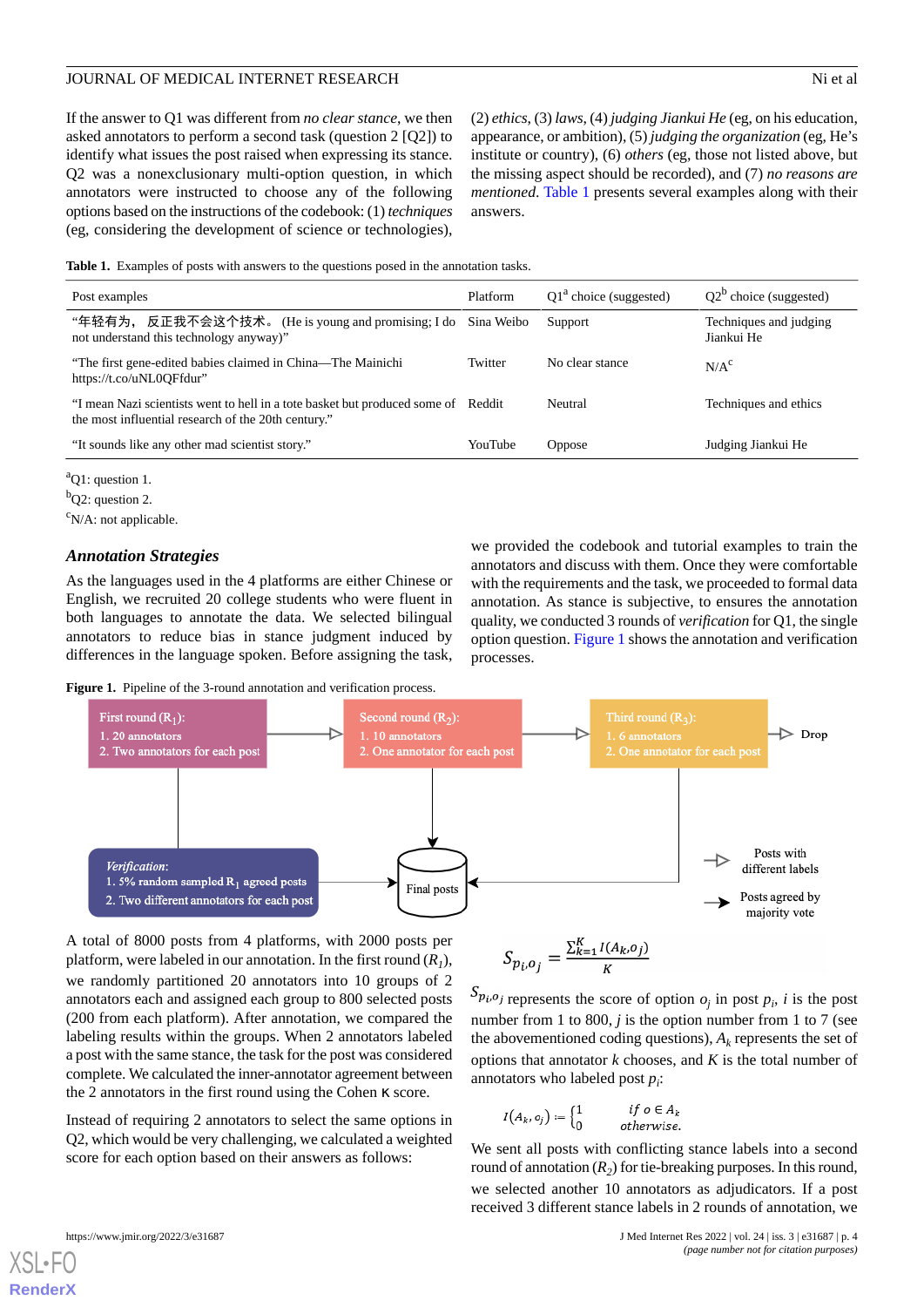If the answer to Q1 was different from *no clear stance*, we then asked annotators to perform a second task (question 2 [Q2]) to identify what issues the post raised when expressing its stance. Q2 was a nonexclusionary multi-option question, in which annotators were instructed to choose any of the following options based on the instructions of the codebook: (1) *techniques* (eg, considering the development of science or technologies), (2) *ethics*, (3) *laws*, (4) *judging Jiankui He* (eg, on his education, appearance, or ambition), (5) *judging the organization* (eg, He's institute or country), (6) *others* (eg, those not listed above, but the missing aspect should be recorded), and (7) *no reasons are mentioned*. Table 1 presents several examples along with their answers.

**Table 1.** Examples of posts with answers to the questions posed in the annotation tasks.

| Post examples | Platform | Q1[a] choice (suggested) | Q2[b] choice (suggested) |
|---|---|---|---|
| "年轻有为，反正我不会这个技术。(He is young and promising; I do not understand this technology anyway)" | Sina Weibo | Support | Techniques and judging Jiankui He |
| "The first gene-edited babies claimed in China—The Mainichi https://t.co/uNL0QFfdur" | Twitter | No clear stance | N/A[c] |
| "I mean Nazi scientists went to hell in a tote basket but produced some of the most influential research of the 20th century." | Reddit | Neutral | Techniques and ethics |
| "It sounds like any other mad scientist story." | YouTube | Oppose | Judging Jiankui He |

[a]Q1: question 1.

[b]Q2: question 2.

[c]N/A: not applicable.

### Annotation Strategies

As the languages used in the 4 platforms are either Chinese or English, we recruited 20 college students who were fluent in both languages to annotate the data. We selected bilingual annotators to reduce bias in stance judgment induced by differences in the language spoken. Before assigning the task, we provided the codebook and tutorial examples to train the annotators and discuss with them. Once they were comfortable with the requirements and the task, we proceeded to formal data annotation. As stance is subjective, to ensures the annotation quality, we conducted 3 rounds of *verification* for Q1, the single option question. Figure 1 shows the annotation and verification processes.

**Figure 1.** Pipeline of the 3-round annotation and verification process.

A total of 8000 posts from 4 platforms, with 2000 posts per platform, were labeled in our annotation. In the first round ($R_1$), we randomly partitioned 20 annotators into 10 groups of 2 annotators each and assigned each group to 800 selected posts (200 from each platform). After annotation, we compared the labeling results within the groups. When 2 annotators labeled a post with the same stance, the task for the post was considered complete. We calculated the inner-annotator agreement between the 2 annotators in the first round using the Cohen κ score.

Instead of requiring 2 annotators to select the same options in Q2, which would be very challenging, we calculated a weighted score for each option based on their answers as follows:

$$S_{p_i,o_j} = \frac{\sum_{k=1}^{K} I(A_k, o_j)}{K}$$

$S_{p_i,o_j}$ represents the score of option $o_j$ in post $p_i$, $i$ is the post number from 1 to 800, $j$ is the option number from 1 to 7 (see the abovementioned coding questions), $A_k$ represents the set of options that annotator $k$ chooses, and $K$ is the total number of annotators who labeled post $p_i$:

$$I(A_k, o_j) := \begin{cases} 1 & \text{if } o \in A_k \\ 0 & \text{otherwise.} \end{cases}$$

We sent all posts with conflicting stance labels into a second round of annotation ($R_2$) for tie-breaking purposes. In this round, we selected another 10 annotators as adjudicators. If a post received 3 different stance labels in 2 rounds of annotation, we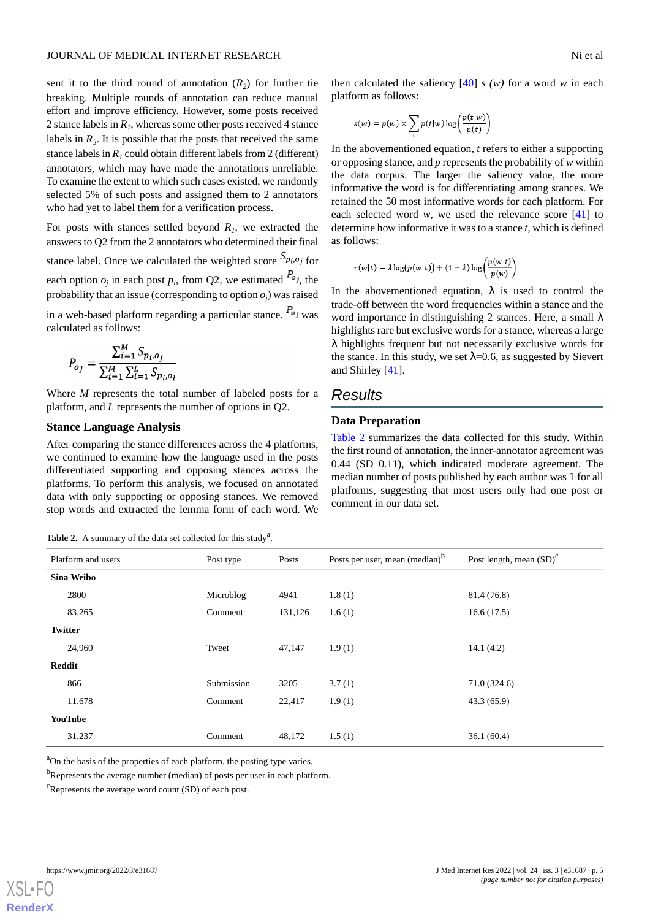sent it to the third round of annotation ($R_2$) for further tie breaking. Multiple rounds of annotation can reduce manual effort and improve efficiency. However, some posts received 2 stance labels in $R_1$, whereas some other posts received 4 stance labels in $R_3$. It is possible that the posts that received the same stance labels in $R_1$ could obtain different labels from 2 (different) annotators, which may have made the annotations unreliable. To examine the extent to which such cases existed, we randomly selected 5% of such posts and assigned them to 2 annotators who had yet to label them for a verification process.

For posts with stances settled beyond $R_1$, we extracted the answers to Q2 from the 2 annotators who determined their final stance label. Once we calculated the weighted score $S_{p_i,o_j}$ for each option $o_j$ in each post $p_i$, from Q2, we estimated $P_{o_j}$, the probability that an issue (corresponding to option $o_j$) was raised in a web-based platform regarding a particular stance. $P_{o_j}$ was calculated as follows:

$$P_{o_j} = \frac{\sum_{i=1}^{M} S_{p_i,o_j}}{\sum_{i=1}^{M} \sum_{l=1}^{L} S_{p_i,o_l}}$$

Where $M$ represents the total number of labeled posts for a platform, and $L$ represents the number of options in Q2.

### Stance Language Analysis

After comparing the stance differences across the 4 platforms, we continued to examine how the language used in the posts differentiated supporting and opposing stances across the platforms. To perform this analysis, we focused on annotated data with only supporting or opposing stances. We removed stop words and extracted the lemma form of each word. We then calculated the saliency [40] $s(w)$ for a word $w$ in each platform as follows:

$$s(w) = p(w) \times \sum_{t} p(t|w) \log\left(\frac{p(t|w)}{p(t)}\right)$$

In the abovementioned equation, $t$ refers to either a supporting or opposing stance, and $p$ represents the probability of $w$ within the data corpus. The larger the saliency value, the more informative the word is for differentiating among stances. We retained the 50 most informative words for each platform. For each selected word $w$, we used the relevance score [41] to determine how informative it was to a stance $t$, which is defined as follows:

$$r(w|t) = \lambda \log(p(w|t)) + (1-\lambda)\log\left(\frac{p(w|t)}{p(w)}\right)$$

In the abovementioned equation, $\lambda$ is used to control the trade-off between the word frequencies within a stance and the word importance in distinguishing 2 stances. Here, a small $\lambda$ highlights rare but exclusive words for a stance, whereas a large $\lambda$ highlights frequent but not necessarily exclusive words for the stance. In this study, we set $\lambda$=0.6, as suggested by Sievert and Shirley [41].

## Results

### Data Preparation

Table 2 summarizes the data collected for this study. Within the first round of annotation, the inner-annotator agreement was 0.44 (SD 0.11), which indicated moderate agreement. The median number of posts published by each author was 1 for all platforms, suggesting that most users only had one post or comment in our data set.

**Table 2.** A summary of the data set collected for this study[a].

| Platform and users | Post type | Posts | Posts per user, mean (median)[b] | Post length, mean (SD)[c] |
|---|---|---|---|---|
| **Sina Weibo** | | | | |
| 2800 | Microblog | 4941 | 1.8 (1) | 81.4 (76.8) |
| 83,265 | Comment | 131,126 | 1.6 (1) | 16.6 (17.5) |
| **Twitter** | | | | |
| 24,960 | Tweet | 47,147 | 1.9 (1) | 14.1 (4.2) |
| **Reddit** | | | | |
| 866 | Submission | 3205 | 3.7 (1) | 71.0 (324.6) |
| 11,678 | Comment | 22,417 | 1.9 (1) | 43.3 (65.9) |
| **YouTube** | | | | |
| 31,237 | Comment | 48,172 | 1.5 (1) | 36.1 (60.4) |

[a]On the basis of the properties of each platform, the posting type varies.

[b]Represents the average number (median) of posts per user in each platform.

[c]Represents the average word count (SD) of each post.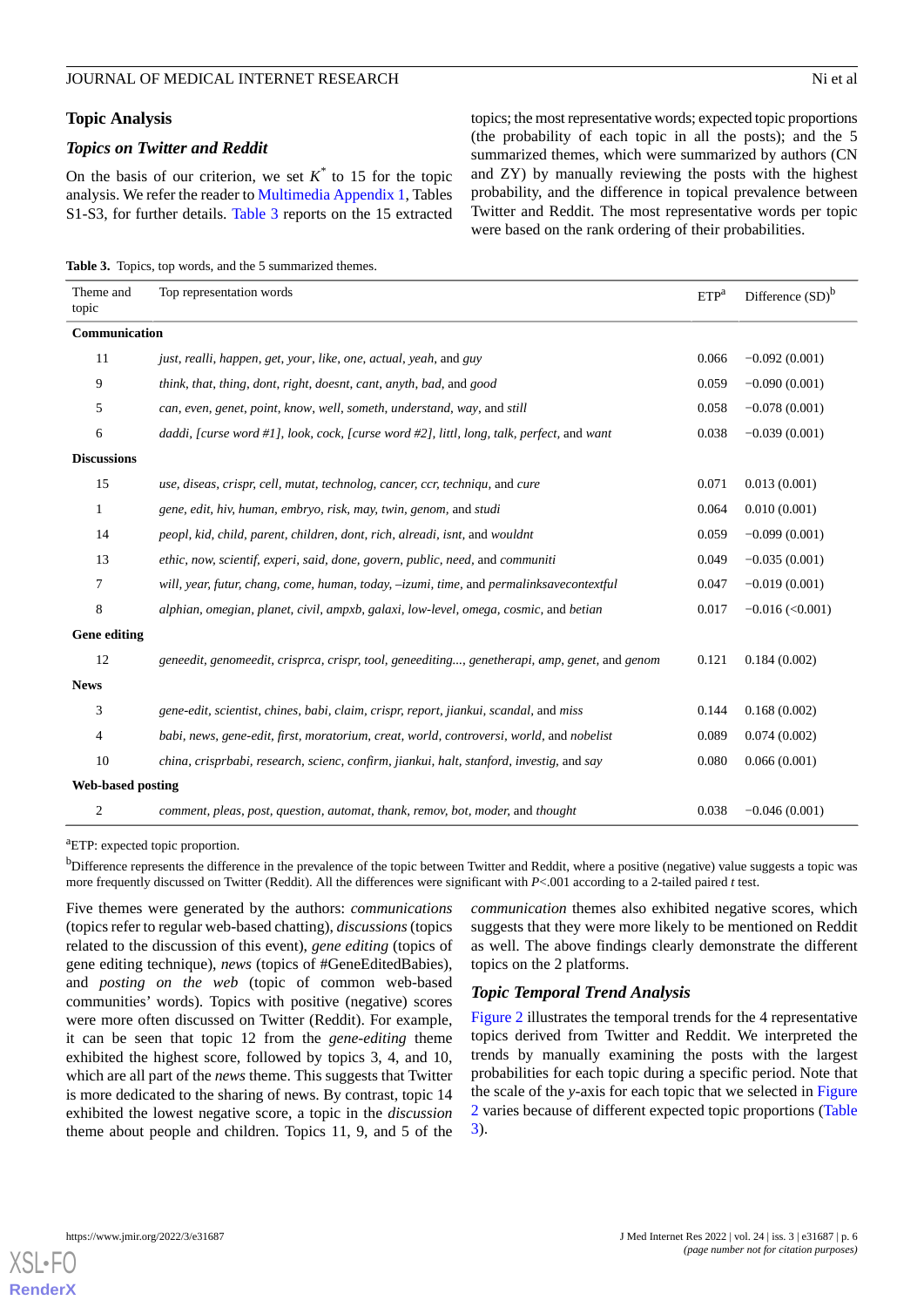## Topic Analysis

### Topics on Twitter and Reddit

On the basis of our criterion, we set $K^*$ to 15 for the topic analysis. We refer the reader to Multimedia Appendix 1, Tables S1-S3, for further details. Table 3 reports on the 15 extracted topics; the most representative words; expected topic proportions (the probability of each topic in all the posts); and the 5 summarized themes, which were summarized by authors (CN and ZY) by manually reviewing the posts with the highest probability, and the difference in topical prevalence between Twitter and Reddit. The most representative words per topic were based on the rank ordering of their probabilities.

**Table 3.** Topics, top words, and the 5 summarized themes.

| Theme and topic | Top representation words | ETP[a] | Difference (SD)[b] |
|---|---|---|---|
| **Communication** | | | |
| 11 | *just, realli, happen, get, your, like, one, actual, yeah,* and *guy* | 0.066 | −0.092 (0.001) |
| 9 | *think, that, thing, dont, right, doesnt, cant, anyth, bad,* and *good* | 0.059 | −0.090 (0.001) |
| 5 | *can, even, genet, point, know, well, someth, understand, way,* and *still* | 0.058 | −0.078 (0.001) |
| 6 | *daddi, [curse word #1], look, cock, [curse word #2], littl, long, talk, perfect,* and *want* | 0.038 | −0.039 (0.001) |
| **Discussions** | | | |
| 15 | *use, diseas, crispr, cell, mutat, technolog, cancer, ccr, techniqu,* and *cure* | 0.071 | 0.013 (0.001) |
| 1 | *gene, edit, hiv, human, embryo, risk, may, twin, genom,* and *studi* | 0.064 | 0.010 (0.001) |
| 14 | *peopl, kid, child, parent, children, dont, rich, alreadi, isnt,* and *wouldnt* | 0.059 | −0.099 (0.001) |
| 13 | *ethic, now, scientif, experi, said, done, govern, public, need,* and *communiti* | 0.049 | −0.035 (0.001) |
| 7 | *will, year, futur, chang, come, human, today, –izumi, time,* and *permalinksavecontextful* | 0.047 | −0.019 (0.001) |
| 8 | *alphian, omegian, planet, civil, ampxb, galaxi, low-level, omega, cosmic,* and *betian* | 0.017 | −0.016 (<0.001) |
| **Gene editing** | | | |
| 12 | *geneedit, genomeedit, crisprca, crispr, tool, geneediting..., genetherapi, amp, genet,* and *genom* | 0.121 | 0.184 (0.002) |
| **News** | | | |
| 3 | *gene-edit, scientist, chines, babi, claim, crispr, report, jiankui, scandal,* and *miss* | 0.144 | 0.168 (0.002) |
| 4 | *babi, news, gene-edit, first, moratorium, creat, world, controversi, world,* and *nobelist* | 0.089 | 0.074 (0.002) |
| 10 | *china, crisprbabi, research, scienc, confirm, jiankui, halt, stanford, investig,* and *say* | 0.080 | 0.066 (0.001) |
| **Web-based posting** | | | |
| 2 | *comment, pleas, post, question, automat, thank, remov, bot, moder,* and *thought* | 0.038 | −0.046 (0.001) |

[a]ETP: expected topic proportion.

[b]Difference represents the difference in the prevalence of the topic between Twitter and Reddit, where a positive (negative) value suggests a topic was more frequently discussed on Twitter (Reddit). All the differences were significant with $P<.001$ according to a 2-tailed paired $t$ test.

Five themes were generated by the authors: *communications* (topics refer to regular web-based chatting), *discussions* (topics related to the discussion of this event), *gene editing* (topics of gene editing technique), *news* (topics of #GeneEditedBabies), and *posting on the web* (topic of common web-based communities' words). Topics with positive (negative) scores were more often discussed on Twitter (Reddit). For example, it can be seen that topic 12 from the *gene-editing* theme exhibited the highest score, followed by topics 3, 4, and 10, which are all part of the *news* theme. This suggests that Twitter is more dedicated to the sharing of news. By contrast, topic 14 exhibited the lowest negative score, a topic in the *discussion* theme about people and children. Topics 11, 9, and 5 of the *communication* themes also exhibited negative scores, which suggests that they were more likely to be mentioned on Reddit as well. The above findings clearly demonstrate the different topics on the 2 platforms.

### Topic Temporal Trend Analysis

Figure 2 illustrates the temporal trends for the 4 representative topics derived from Twitter and Reddit. We interpreted the trends by manually examining the posts with the largest probabilities for each topic during a specific period. Note that the scale of the $y$-axis for each topic that we selected in Figure 2 varies because of different expected topic proportions (Table 3).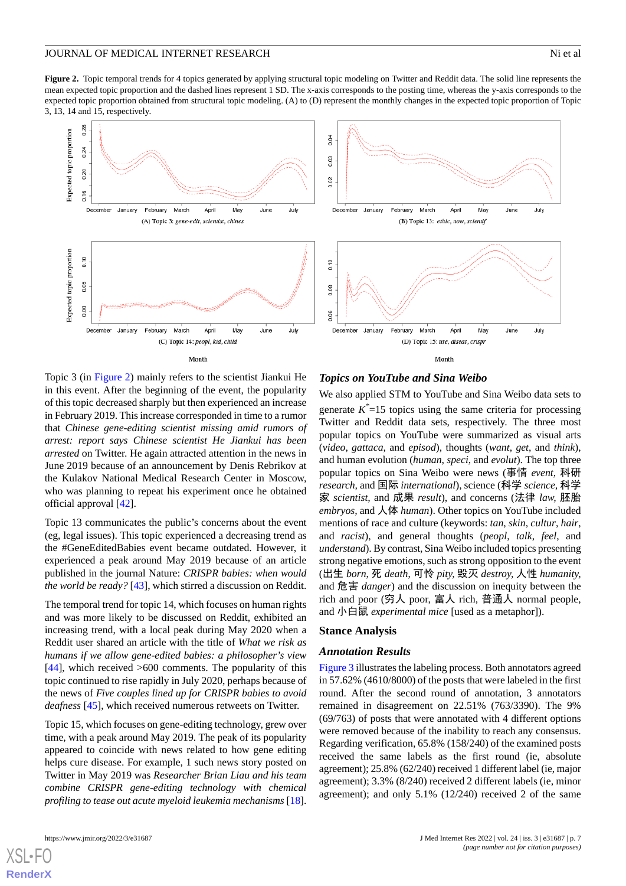**Figure 2.** Topic temporal trends for 4 topics generated by applying structural topic modeling on Twitter and Reddit data. The solid line represents the mean expected topic proportion and the dashed lines represent 1 SD. The x-axis corresponds to the posting time, whereas the y-axis corresponds to the expected topic proportion obtained from structural topic modeling. (A) to (D) represent the monthly changes in the expected topic proportion of Topic 3, 13, 14 and 15, respectively.

Topic 3 (in Figure 2) mainly refers to the scientist Jiankui He in this event. After the beginning of the event, the popularity of this topic decreased sharply but then experienced an increase in February 2019. This increase corresponded in time to a rumor that *Chinese gene-editing scientist missing amid rumors of arrest: report says Chinese scientist He Jiankui has been arrested* on Twitter. He again attracted attention in the news in June 2019 because of an announcement by Denis Rebrikov at the Kulakov National Medical Research Center in Moscow, who was planning to repeat his experiment once he obtained official approval [42].

Topic 13 communicates the public's concerns about the event (eg, legal issues). This topic experienced a decreasing trend as the #GeneEditedBabies event became outdated. However, it experienced a peak around May 2019 because of an article published in the journal Nature: *CRISPR babies: when would the world be ready?* [43], which stirred a discussion on Reddit.

The temporal trend for topic 14, which focuses on human rights and was more likely to be discussed on Reddit, exhibited an increasing trend, with a local peak during May 2020 when a Reddit user shared an article with the title of *What we risk as humans if we allow gene-edited babies: a philosopher's view* [44], which received >600 comments. The popularity of this topic continued to rise rapidly in July 2020, perhaps because of the news of *Five couples lined up for CRISPR babies to avoid deafness* [45], which received numerous retweets on Twitter.

Topic 15, which focuses on gene-editing technology, grew over time, with a peak around May 2019. The peak of its popularity appeared to coincide with news related to how gene editing helps cure disease. For example, 1 such news story posted on Twitter in May 2019 was *Researcher Brian Liau and his team combine CRISPR gene-editing technology with chemical profiling to tease out acute myeloid leukemia mechanisms* [18].

### *Topics on YouTube and Sina Weibo*

We also applied STM to YouTube and Sina Weibo data sets to generate $K^*$=15 topics using the same criteria for processing Twitter and Reddit data sets, respectively. The three most popular topics on YouTube were summarized as visual arts (*video*, *gattaca*, and *episod*), thoughts (*want*, *get*, and *think*), and human evolution (*human*, *speci*, and *evolut*). The top three popular topics on Sina Weibo were news (事情 *event*, 科研 *research*, and 国际 *international*), science (科学 *science*, 科学家 *scientist*, and 成果 *result*), and concerns (法律 *law*, 胚胎 *embryos*, and 人体 *human*). Other topics on YouTube included mentions of race and culture (keywords: *tan*, *skin*, *cultur*, *hair*, and *racist*), and general thoughts (*peopl*, *talk*, *feel*, and *understand*). By contrast, Sina Weibo included topics presenting strong negative emotions, such as strong opposition to the event (出生 *born*, 死 *death*, 可怜 *pity*, 毁灭 *destroy*, 人性 *humanity*, and 危害 *danger*) and the discussion on inequity between the rich and poor (穷人 poor, 富人 rich, 普通人 normal people, and 小白鼠 *experimental mice* [used as a metaphor]).

## Stance Analysis

### *Annotation Results*

Figure 3 illustrates the labeling process. Both annotators agreed in 57.62% (4610/8000) of the posts that were labeled in the first round. After the second round of annotation, 3 annotators remained in disagreement on 22.51% (763/3390). The 9% (69/763) of posts that were annotated with 4 different options were removed because of the inability to reach any consensus. Regarding verification, 65.8% (158/240) of the examined posts received the same labels as the first round (ie, absolute agreement); 25.8% (62/240) received 1 different label (ie, major agreement); 3.3% (8/240) received 2 different labels (ie, minor agreement); and only 5.1% (12/240) received 2 of the same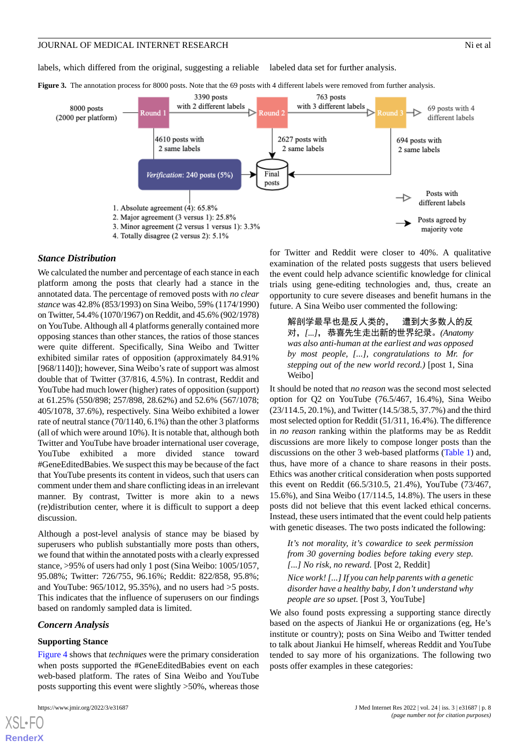labels, which differed from the original, suggesting a reliable labeled data set for further analysis.

**Figure 3.** The annotation process for 8000 posts. Note that the 69 posts with 4 different labels were removed from further analysis.

8000 posts (2000 per platform)

Round 1 — 3390 posts with 2 different labels — Round 2 — 763 posts with 3 different labels — Round 3 — 69 posts with 4 different labels

4610 posts with 2 same labels

2627 posts with 2 same labels

694 posts with 2 same labels

*Verification*: 240 posts (5%) — Final posts

1. Absolute agreement (4): 65.8%
2. Major agreement (3 versus 1): 25.8%
3. Minor agreement (2 versus 1 versus 1): 3.3%
4. Totally disagree (2 versus 2): 5.1%

Posts with different labels

Posts agreed by majority vote

### *Stance Distribution*

We calculated the number and percentage of each stance in each platform among the posts that clearly had a stance in the annotated data. The percentage of removed posts with *no clear stance* was 42.8% (853/1993) on Sina Weibo, 59% (1174/1990) on Twitter, 54.4% (1070/1967) on Reddit, and 45.6% (902/1978) on YouTube. Although all 4 platforms generally contained more opposing stances than other stances, the ratios of those stances were quite different. Specifically, Sina Weibo and Twitter exhibited similar rates of opposition (approximately 84.91% [968/1140]); however, Sina Weibo's rate of support was almost double that of Twitter (37/816, 4.5%). In contrast, Reddit and YouTube had much lower (higher) rates of opposition (support) at 61.25% (550/898; 257/898, 28.62%) and 52.6% (567/1078; 405/1078, 37.6%), respectively. Sina Weibo exhibited a lower rate of neutral stance (70/1140, 6.1%) than the other 3 platforms (all of which were around 10%). It is notable that, although both Twitter and YouTube have broader international user coverage, YouTube exhibited a more divided stance toward #GeneEditedBabies. We suspect this may be because of the fact that YouTube presents its content in videos, such that users can comment under them and share conflicting ideas in an irrelevant manner. By contrast, Twitter is more akin to a news (re)distribution center, where it is difficult to support a deep discussion.

Although a post-level analysis of stance may be biased by superusers who publish substantially more posts than others, we found that within the annotated posts with a clearly expressed stance, >95% of users had only 1 post (Sina Weibo: 1005/1057, 95.08%; Twitter: 726/755, 96.16%; Reddit: 822/858, 95.8%; and YouTube: 965/1012, 95.35%), and no users had >5 posts. This indicates that the influence of superusers on our findings based on randomly sampled data is limited.

### *Concern Analysis*

#### Supporting Stance

Figure 4 shows that *techniques* were the primary consideration when posts supported the #GeneEditedBabies event on each web-based platform. The rates of Sina Weibo and YouTube posts supporting this event were slightly >50%, whereas those for Twitter and Reddit were closer to 40%. A qualitative examination of the related posts suggests that users believed the event could help advance scientific knowledge for clinical trials using gene-editing technologies and, thus, create an opportunity to cure severe diseases and benefit humans in the future. A Sina Weibo user commented the following:

> 解剖学最早也是反人类的，遭到大多数人的反对，*[...]*，恭喜先生走出新的世界纪录。*(Anatomy was also anti-human at the earliest and was opposed by most people, [...], congratulations to Mr. for stepping out of the new world record.)* [post 1, Sina Weibo]

It should be noted that *no reason* was the second most selected option for Q2 on YouTube (76.5/467, 16.4%), Sina Weibo (23/114.5, 20.1%), and Twitter (14.5/38.5, 37.7%) and the third most selected option for Reddit (51/311, 16.4%). The difference in *no reason* ranking within the platforms may be as Reddit discussions are more likely to compose longer posts than the discussions on the other 3 web-based platforms (Table 1) and, thus, have more of a chance to share reasons in their posts. Ethics was another critical consideration when posts supported this event on Reddit (66.5/310.5, 21.4%), YouTube (73/467, 15.6%), and Sina Weibo (17/114.5, 14.8%). The users in these posts did not believe that this event lacked ethical concerns. Instead, these users intimated that the event could help patients with genetic diseases. The two posts indicated the following:

> *It's not morality, it's cowardice to seek permission from 30 governing bodies before taking every step. [...] No risk, no reward.* [Post 2, Reddit]

> *Nice work! [...] If you can help parents with a genetic disorder have a healthy baby, I don't understand why people are so upset.* [Post 3, YouTube]

We also found posts expressing a supporting stance directly based on the aspects of Jiankui He or organizations (eg, He's institute or country); posts on Sina Weibo and Twitter tended to talk about Jiankui He himself, whereas Reddit and YouTube tended to say more of his organizations. The following two posts offer examples in these categories: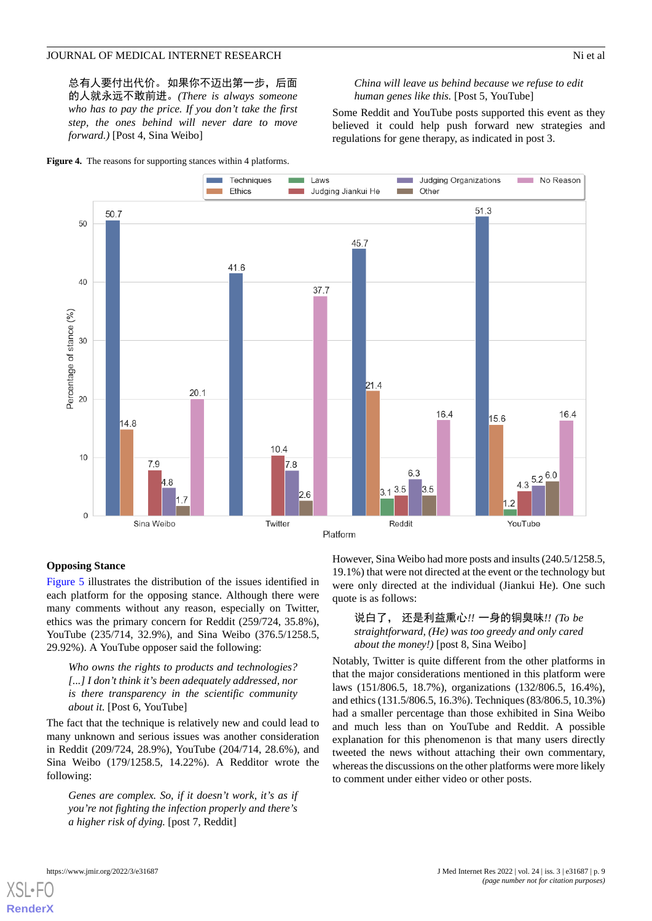总有人要付出代价。如果你不迈出第一步，后面的人就永远不敢前进。*(There is always someone who has to pay the price. If you don't take the first step, the ones behind will never dare to move forward.)* [Post 4, Sina Weibo]

*China will leave us behind because we refuse to edit human genes like this.* [Post 5, YouTube]

Some Reddit and YouTube posts supported this event as they believed it could help push forward new strategies and regulations for gene therapy, as indicated in post 3.

**Figure 4.** The reasons for supporting stances within 4 platforms.

### Opposing Stance

Figure 5 illustrates the distribution of the issues identified in each platform for the opposing stance. Although there were many comments without any reason, especially on Twitter, ethics was the primary concern for Reddit (259/724, 35.8%), YouTube (235/714, 32.9%), and Sina Weibo (376.5/1258.5, 29.92%). A YouTube opposer said the following:

*Who owns the rights to products and technologies? [...] I don't think it's been adequately addressed, nor is there transparency in the scientific community about it.* [Post 6, YouTube]

The fact that the technique is relatively new and could lead to many unknown and serious issues was another consideration in Reddit (209/724, 28.9%), YouTube (204/714, 28.6%), and Sina Weibo (179/1258.5, 14.22%). A Redditor wrote the following:

*Genes are complex. So, if it doesn't work, it's as if you're not fighting the infection properly and there's a higher risk of dying.* [post 7, Reddit]

However, Sina Weibo had more posts and insults (240.5/1258.5, 19.1%) that were not directed at the event or the technology but were only directed at the individual (Jiankui He). One such quote is as follows:

说白了，还是利益熏心!! 一身的铜臭味!! *(To be straightforward, (He) was too greedy and only cared about the money!)* [post 8, Sina Weibo]

Notably, Twitter is quite different from the other platforms in that the major considerations mentioned in this platform were laws (151/806.5, 18.7%), organizations (132/806.5, 16.4%), and ethics (131.5/806.5, 16.3%). Techniques (83/806.5, 10.3%) had a smaller percentage than those exhibited in Sina Weibo and much less than on YouTube and Reddit. A possible explanation for this phenomenon is that many users directly tweeted the news without attaching their own commentary, whereas the discussions on the other platforms were more likely to comment under either video or other posts.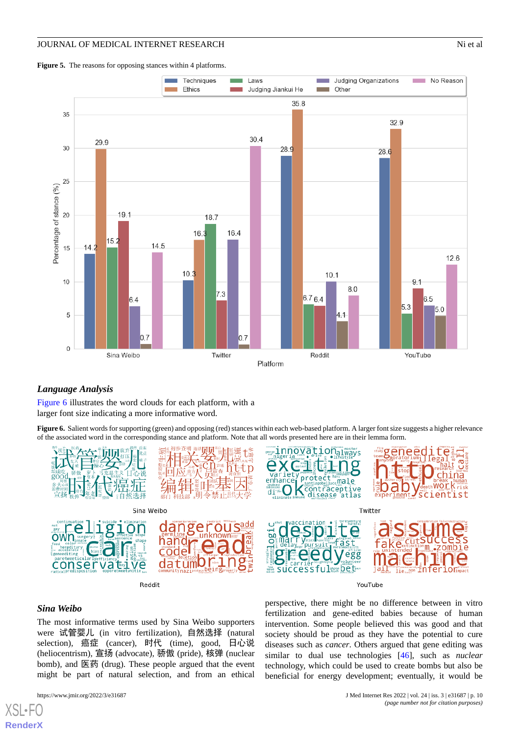**Figure 5.** The reasons for opposing stances within 4 platforms.

**Language Analysis**

Figure 6 illustrates the word clouds for each platform, with a larger font size indicating a more informative word.

**Figure 6.** Salient words for supporting (green) and opposing (red) stances within each web-based platform. A larger font size suggests a higher relevance of the associated word in the corresponding stance and platform. Note that all words presented here are in their lemma form.

***Sina Weibo***

The most informative terms used by Sina Weibo supporters were 试管婴儿 (in vitro fertilization), 自然选择 (natural selection), 癌症 (cancer), 时代 (time), good, 日心说 (heliocentrism), 宣扬 (advocate), 骄傲 (pride), 核弹 (nuclear bomb), and 医药 (drug). These people argued that the event might be part of natural selection, and from an ethical perspective, there might be no difference between in vitro fertilization and gene-edited babies because of human intervention. Some people believed this was good and that society should be proud as they have the potential to cure diseases such as *cancer*. Others argued that gene editing was similar to dual use technologies [46], such as *nuclear* technology, which could be used to create bombs but also be beneficial for energy development; eventually, it would be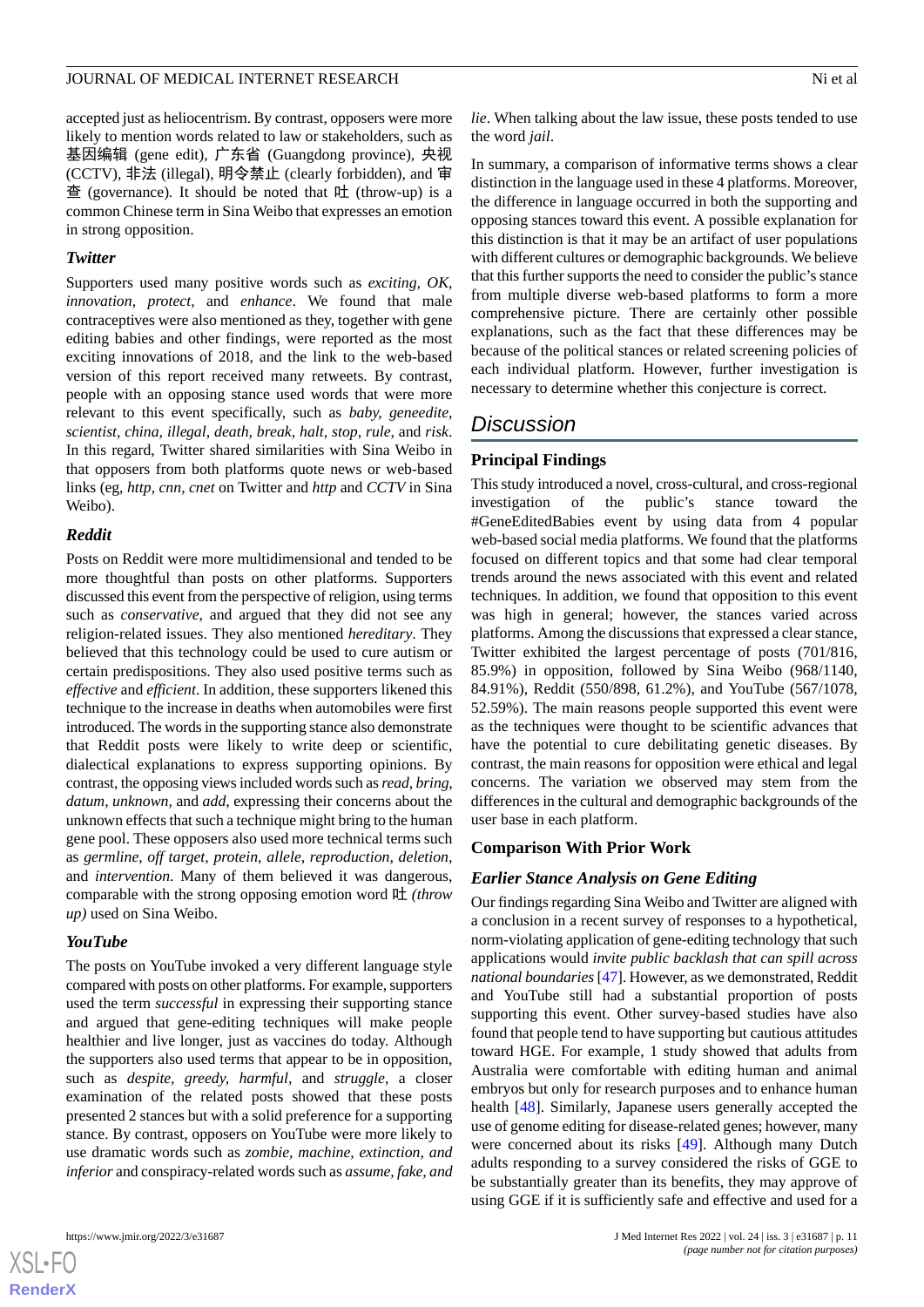accepted just as heliocentrism. By contrast, opposers were more likely to mention words related to law or stakeholders, such as 基因编辑 (gene edit), 广东省 (Guangdong province), 央视 (CCTV), 非法 (illegal), 明令禁止 (clearly forbidden), and 审查 (governance). It should be noted that 吐 (throw-up) is a common Chinese term in Sina Weibo that expresses an emotion in strong opposition.

### Twitter

Supporters used many positive words such as *exciting*, *OK*, *innovation*, *protect*, and *enhance*. We found that male contraceptives were also mentioned as they, together with gene editing babies and other findings, were reported as the most exciting innovations of 2018, and the link to the web-based version of this report received many retweets. By contrast, people with an opposing stance used words that were more relevant to this event specifically, such as *baby*, *geneedite*, *scientist*, *china*, *illegal*, *death*, *break*, *halt*, *stop*, *rule*, and *risk*. In this regard, Twitter shared similarities with Sina Weibo in that opposers from both platforms quote news or web-based links (eg, *http*, *cnn*, *cnet* on Twitter and *http* and *CCTV* in Sina Weibo).

### Reddit

Posts on Reddit were more multidimensional and tended to be more thoughtful than posts on other platforms. Supporters discussed this event from the perspective of religion, using terms such as *conservative*, and argued that they did not see any religion-related issues. They also mentioned *hereditary*. They believed that this technology could be used to cure autism or certain predispositions. They also used positive terms such as *effective* and *efficient*. In addition, these supporters likened this technique to the increase in deaths when automobiles were first introduced. The words in the supporting stance also demonstrate that Reddit posts were likely to write deep or scientific, dialectical explanations to express supporting opinions. By contrast, the opposing views included words such as *read*, *bring*, *datum*, *unknown*, and *add*, expressing their concerns about the unknown effects that such a technique might bring to the human gene pool. These opposers also used more technical terms such as *germline*, *off target*, *protein*, *allele*, *reproduction*, *deletion*, and *intervention*. Many of them believed it was dangerous, comparable with the strong opposing emotion word 吐 *(throw up)* used on Sina Weibo.

### YouTube

The posts on YouTube invoked a very different language style compared with posts on other platforms. For example, supporters used the term *successful* in expressing their supporting stance and argued that gene-editing techniques will make people healthier and live longer, just as vaccines do today. Although the supporters also used terms that appear to be in opposition, such as *despite*, *greedy*, *harmful*, and *struggle*, a closer examination of the related posts showed that these posts presented 2 stances but with a solid preference for a supporting stance. By contrast, opposers on YouTube were more likely to use dramatic words such as *zombie*, *machine*, *extinction*, and *inferior* and conspiracy-related words such as *assume*, *fake*, and *lie*. When talking about the law issue, these posts tended to use the word *jail*.

In summary, a comparison of informative terms shows a clear distinction in the language used in these 4 platforms. Moreover, the difference in language occurred in both the supporting and opposing stances toward this event. A possible explanation for this distinction is that it may be an artifact of user populations with different cultures or demographic backgrounds. We believe that this further supports the need to consider the public's stance from multiple diverse web-based platforms to form a more comprehensive picture. There are certainly other possible explanations, such as the fact that these differences may be because of the political stances or related screening policies of each individual platform. However, further investigation is necessary to determine whether this conjecture is correct.

## Discussion

### Principal Findings

This study introduced a novel, cross-cultural, and cross-regional investigation of the public's stance toward the #GeneEditedBabies event by using data from 4 popular web-based social media platforms. We found that the platforms focused on different topics and that some had clear temporal trends around the news associated with this event and related techniques. In addition, we found that opposition to this event was high in general; however, the stances varied across platforms. Among the discussions that expressed a clear stance, Twitter exhibited the largest percentage of posts (701/816, 85.9%) in opposition, followed by Sina Weibo (968/1140, 84.91%), Reddit (550/898, 61.2%), and YouTube (567/1078, 52.59%). The main reasons people supported this event were as the techniques were thought to be scientific advances that have the potential to cure debilitating genetic diseases. By contrast, the main reasons for opposition were ethical and legal concerns. The variation we observed may stem from the differences in the cultural and demographic backgrounds of the user base in each platform.

### Comparison With Prior Work

### Earlier Stance Analysis on Gene Editing

Our findings regarding Sina Weibo and Twitter are aligned with a conclusion in a recent survey of responses to a hypothetical, norm-violating application of gene-editing technology that such applications would *invite public backlash that can spill across national boundaries* [47]. However, as we demonstrated, Reddit and YouTube still had a substantial proportion of posts supporting this event. Other survey-based studies have also found that people tend to have supporting but cautious attitudes toward HGE. For example, 1 study showed that adults from Australia were comfortable with editing human and animal embryos but only for research purposes and to enhance human health [48]. Similarly, Japanese users generally accepted the use of genome editing for disease-related genes; however, many were concerned about its risks [49]. Although many Dutch adults responding to a survey considered the risks of GGE to be substantially greater than its benefits, they may approve of using GGE if it is sufficiently safe and effective and used for a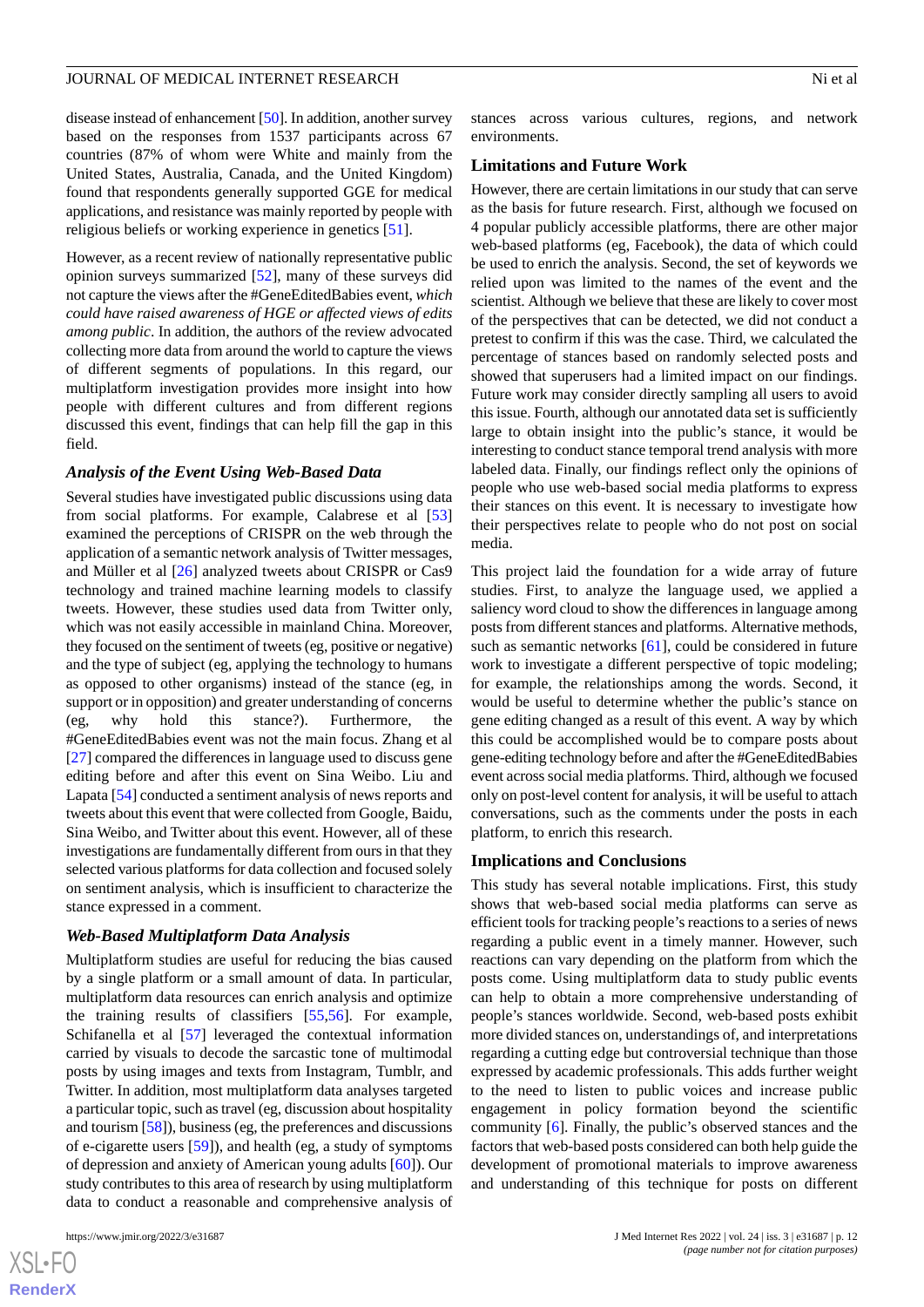disease instead of enhancement [50]. In addition, another survey based on the responses from 1537 participants across 67 countries (87% of whom were White and mainly from the United States, Australia, Canada, and the United Kingdom) found that respondents generally supported GGE for medical applications, and resistance was mainly reported by people with religious beliefs or working experience in genetics [51].

However, as a recent review of nationally representative public opinion surveys summarized [52], many of these surveys did not capture the views after the #GeneEditedBabies event, *which could have raised awareness of HGE or affected views of edits among public*. In addition, the authors of the review advocated collecting more data from around the world to capture the views of different segments of populations. In this regard, our multiplatform investigation provides more insight into how people with different cultures and from different regions discussed this event, findings that can help fill the gap in this field.

### Analysis of the Event Using Web-Based Data

Several studies have investigated public discussions using data from social platforms. For example, Calabrese et al [53] examined the perceptions of CRISPR on the web through the application of a semantic network analysis of Twitter messages, and Müller et al [26] analyzed tweets about CRISPR or Cas9 technology and trained machine learning models to classify tweets. However, these studies used data from Twitter only, which was not easily accessible in mainland China. Moreover, they focused on the sentiment of tweets (eg, positive or negative) and the type of subject (eg, applying the technology to humans as opposed to other organisms) instead of the stance (eg, in support or in opposition) and greater understanding of concerns (eg, why hold this stance?). Furthermore, the #GeneEditedBabies event was not the main focus. Zhang et al [27] compared the differences in language used to discuss gene editing before and after this event on Sina Weibo. Liu and Lapata [54] conducted a sentiment analysis of news reports and tweets about this event that were collected from Google, Baidu, Sina Weibo, and Twitter about this event. However, all of these investigations are fundamentally different from ours in that they selected various platforms for data collection and focused solely on sentiment analysis, which is insufficient to characterize the stance expressed in a comment.

### Web-Based Multiplatform Data Analysis

Multiplatform studies are useful for reducing the bias caused by a single platform or a small amount of data. In particular, multiplatform data resources can enrich analysis and optimize the training results of classifiers [55,56]. For example, Schifanella et al [57] leveraged the contextual information carried by visuals to decode the sarcastic tone of multimodal posts by using images and texts from Instagram, Tumblr, and Twitter. In addition, most multiplatform data analyses targeted a particular topic, such as travel (eg, discussion about hospitality and tourism [58]), business (eg, the preferences and discussions of e-cigarette users [59]), and health (eg, a study of symptoms of depression and anxiety of American young adults [60]). Our study contributes to this area of research by using multiplatform data to conduct a reasonable and comprehensive analysis of stances across various cultures, regions, and network environments.

## Limitations and Future Work

However, there are certain limitations in our study that can serve as the basis for future research. First, although we focused on 4 popular publicly accessible platforms, there are other major web-based platforms (eg, Facebook), the data of which could be used to enrich the analysis. Second, the set of keywords we relied upon was limited to the names of the event and the scientist. Although we believe that these are likely to cover most of the perspectives that can be detected, we did not conduct a pretest to confirm if this was the case. Third, we calculated the percentage of stances based on randomly selected posts and showed that superusers had a limited impact on our findings. Future work may consider directly sampling all users to avoid this issue. Fourth, although our annotated data set is sufficiently large to obtain insight into the public's stance, it would be interesting to conduct stance temporal trend analysis with more labeled data. Finally, our findings reflect only the opinions of people who use web-based social media platforms to express their stances on this event. It is necessary to investigate how their perspectives relate to people who do not post on social media.

This project laid the foundation for a wide array of future studies. First, to analyze the language used, we applied a saliency word cloud to show the differences in language among posts from different stances and platforms. Alternative methods, such as semantic networks [61], could be considered in future work to investigate a different perspective of topic modeling; for example, the relationships among the words. Second, it would be useful to determine whether the public's stance on gene editing changed as a result of this event. A way by which this could be accomplished would be to compare posts about gene-editing technology before and after the #GeneEditedBabies event across social media platforms. Third, although we focused only on post-level content for analysis, it will be useful to attach conversations, such as the comments under the posts in each platform, to enrich this research.

## Implications and Conclusions

This study has several notable implications. First, this study shows that web-based social media platforms can serve as efficient tools for tracking people's reactions to a series of news regarding a public event in a timely manner. However, such reactions can vary depending on the platform from which the posts come. Using multiplatform data to study public events can help to obtain a more comprehensive understanding of people's stances worldwide. Second, web-based posts exhibit more divided stances on, understandings of, and interpretations regarding a cutting edge but controversial technique than those expressed by academic professionals. This adds further weight to the need to listen to public voices and increase public engagement in policy formation beyond the scientific community [6]. Finally, the public's observed stances and the factors that web-based posts considered can both help guide the development of promotional materials to improve awareness and understanding of this technique for posts on different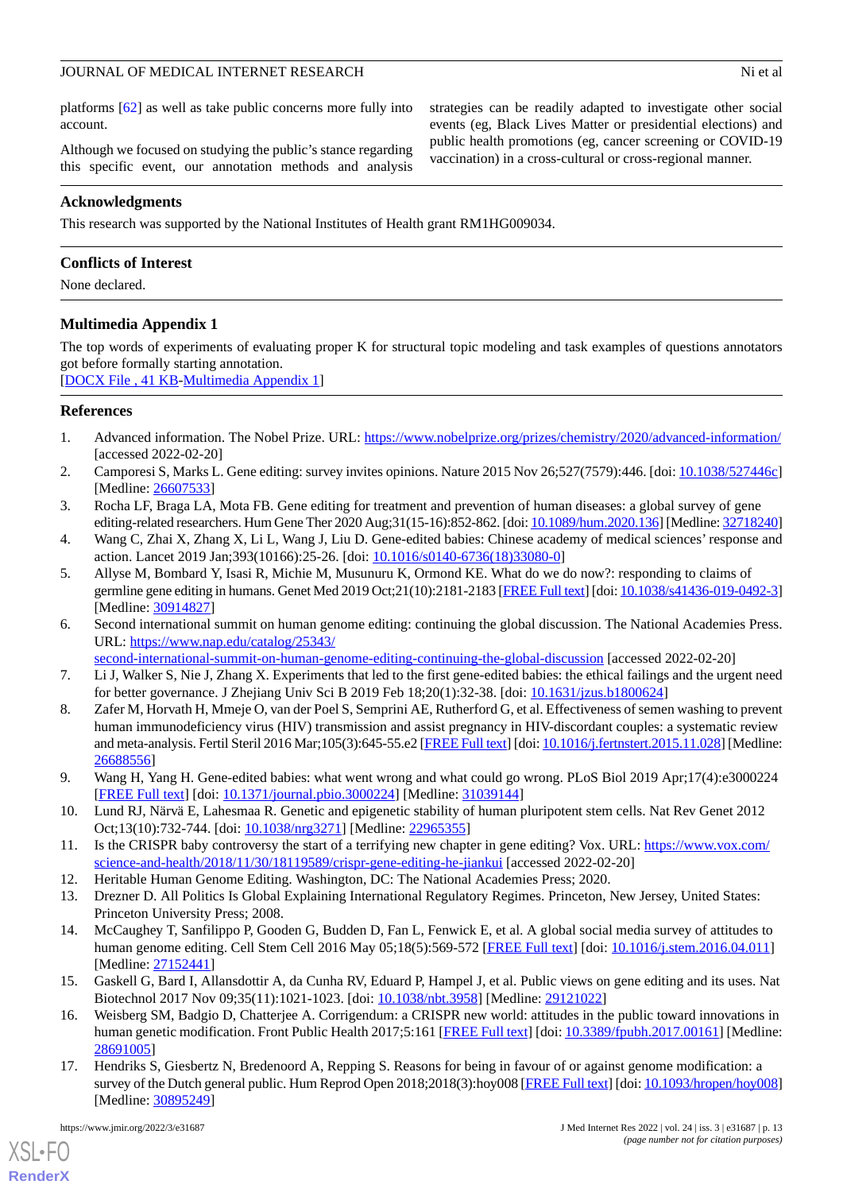platforms [62] as well as take public concerns more fully into account.

Although we focused on studying the public's stance regarding this specific event, our annotation methods and analysis strategies can be readily adapted to investigate other social events (eg, Black Lives Matter or presidential elections) and public health promotions (eg, cancer screening or COVID-19 vaccination) in a cross-cultural or cross-regional manner.

## Acknowledgments

This research was supported by the National Institutes of Health grant RM1HG009034.

## Conflicts of Interest

None declared.

## Multimedia Appendix 1

The top words of experiments of evaluating proper K for structural topic modeling and task examples of questions annotators got before formally starting annotation.
[DOCX File , 41 KB-Multimedia Appendix 1]

## References

1. Advanced information. The Nobel Prize. URL: https://www.nobelprize.org/prizes/chemistry/2020/advanced-information/ [accessed 2022-02-20]
2. Camporesi S, Marks L. Gene editing: survey invites opinions. Nature 2015 Nov 26;527(7579):446. [doi: 10.1038/527446c] [Medline: 26607533]
3. Rocha LF, Braga LA, Mota FB. Gene editing for treatment and prevention of human diseases: a global survey of gene editing-related researchers. Hum Gene Ther 2020 Aug;31(15-16):852-862. [doi: 10.1089/hum.2020.136] [Medline: 32718240]
4. Wang C, Zhai X, Zhang X, Li L, Wang J, Liu D. Gene-edited babies: Chinese academy of medical sciences' response and action. Lancet 2019 Jan;393(10166):25-26. [doi: 10.1016/s0140-6736(18)33080-0]
5. Allyse M, Bombard Y, Isasi R, Michie M, Musunuru K, Ormond KE. What do we do now?: responding to claims of germline gene editing in humans. Genet Med 2019 Oct;21(10):2181-2183 [FREE Full text] [doi: 10.1038/s41436-019-0492-3] [Medline: 30914827]
6. Second international summit on human genome editing: continuing the global discussion. The National Academies Press. URL: https://www.nap.edu/catalog/25343/second-international-summit-on-human-genome-editing-continuing-the-global-discussion [accessed 2022-02-20]
7. Li J, Walker S, Nie J, Zhang X. Experiments that led to the first gene-edited babies: the ethical failings and the urgent need for better governance. J Zhejiang Univ Sci B 2019 Feb 18;20(1):32-38. [doi: 10.1631/jzus.B1800624]
8. Zafer M, Horvath H, Mmeje O, van der Poel S, Semprini AE, Rutherford G, et al. Effectiveness of semen washing to prevent human immunodeficiency virus (HIV) transmission and assist pregnancy in HIV-discordant couples: a systematic review and meta-analysis. Fertil Steril 2016 Mar;105(3):645-55.e2 [FREE Full text] [doi: 10.1016/j.fertnstert.2015.11.028] [Medline: 26688556]
9. Wang H, Yang H. Gene-edited babies: what went wrong and what could go wrong. PLoS Biol 2019 Apr;17(4):e3000224 [FREE Full text] [doi: 10.1371/journal.pbio.3000224] [Medline: 31039144]
10. Lund RJ, Närvä E, Lahesmaa R. Genetic and epigenetic stability of human pluripotent stem cells. Nat Rev Genet 2012 Oct;13(10):732-744. [doi: 10.1038/nrg3271] [Medline: 22965355]
11. Is the CRISPR baby controversy the start of a terrifying new chapter in gene editing? Vox. URL: https://www.vox.com/science-and-health/2018/11/30/18119589/crispr-gene-editing-he-jiankui [accessed 2022-02-20]
12. Heritable Human Genome Editing. Washington, DC: The National Academies Press; 2020.
13. Drezner D. All Politics Is Global Explaining International Regulatory Regimes. Princeton, New Jersey, United States: Princeton University Press; 2008.
14. McCaughey T, Sanfilippo P, Gooden G, Budden D, Fan L, Fenwick E, et al. A global social media survey of attitudes to human genome editing. Cell Stem Cell 2016 May 05;18(5):569-572 [FREE Full text] [doi: 10.1016/j.stem.2016.04.011] [Medline: 27152441]
15. Gaskell G, Bard I, Allansdottir A, da Cunha RV, Eduard P, Hampel J, et al. Public views on gene editing and its uses. Nat Biotechnol 2017 Nov 09;35(11):1021-1023. [doi: 10.1038/nbt.3958] [Medline: 29121022]
16. Weisberg SM, Badgio D, Chatterjee A. Corrigendum: a CRISPR new world: attitudes in the public toward innovations in human genetic modification. Front Public Health 2017;5:161 [FREE Full text] [doi: 10.3389/fpubh.2017.00161] [Medline: 28691005]
17. Hendriks S, Giesbertz N, Bredenoord A, Repping S. Reasons for being in favour of or against genome modification: a survey of the Dutch general public. Hum Reprod Open 2018;2018(3):hoy008 [FREE Full text] [doi: 10.1093/hropen/hoy008] [Medline: 30895249]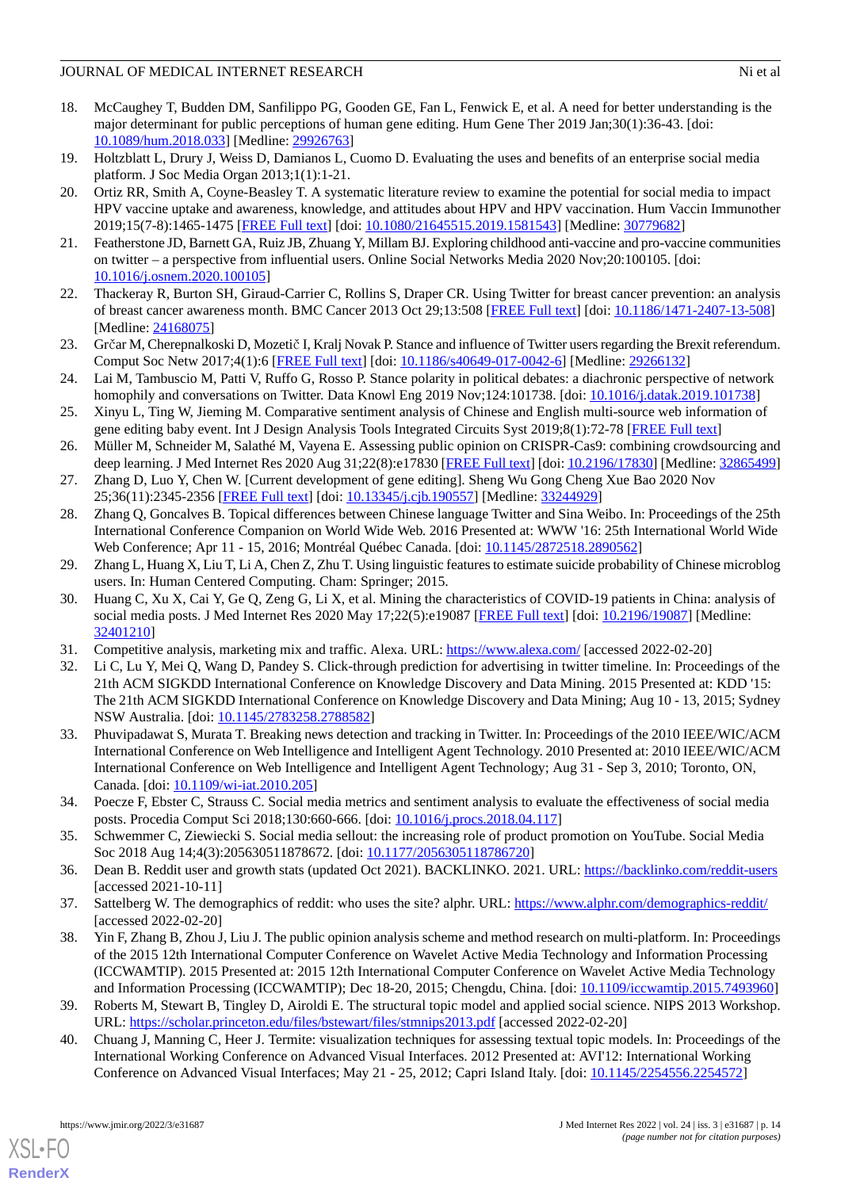18. McCaughey T, Budden DM, Sanfilippo PG, Gooden GE, Fan L, Fenwick E, et al. A need for better understanding is the major determinant for public perceptions of human gene editing. Hum Gene Ther 2019 Jan;30(1):36-43. [doi: 10.1089/hum.2018.033] [Medline: 29926763]
19. Holtzblatt L, Drury J, Weiss D, Damianos L, Cuomo D. Evaluating the uses and benefits of an enterprise social media platform. J Soc Media Organ 2013;1(1):1-21.
20. Ortiz RR, Smith A, Coyne-Beasley T. A systematic literature review to examine the potential for social media to impact HPV vaccine uptake and awareness, knowledge, and attitudes about HPV and HPV vaccination. Hum Vaccin Immunother 2019;15(7-8):1465-1475 [FREE Full text] [doi: 10.1080/21645515.2019.1581543] [Medline: 30779682]
21. Featherstone JD, Barnett GA, Ruiz JB, Zhuang Y, Millam BJ. Exploring childhood anti-vaccine and pro-vaccine communities on twitter – a perspective from influential users. Online Social Networks Media 2020 Nov;20:100105. [doi: 10.1016/j.osnem.2020.100105]
22. Thackeray R, Burton SH, Giraud-Carrier C, Rollins S, Draper CR. Using Twitter for breast cancer prevention: an analysis of breast cancer awareness month. BMC Cancer 2013 Oct 29;13:508 [FREE Full text] [doi: 10.1186/1471-2407-13-508] [Medline: 24168075]
23. Grčar M, Cherepnalkoski D, Mozetič I, Kralj Novak P. Stance and influence of Twitter users regarding the Brexit referendum. Comput Soc Netw 2017;4(1):6 [FREE Full text] [doi: 10.1186/s40649-017-0042-6] [Medline: 29266132]
24. Lai M, Tambuscio M, Patti V, Ruffo G, Rosso P. Stance polarity in political debates: a diachronic perspective of network homophily and conversations on Twitter. Data Knowl Eng 2019 Nov;124:101738. [doi: 10.1016/j.datak.2019.101738]
25. Xinyu L, Ting W, Jieming M. Comparative sentiment analysis of Chinese and English multi-source web information of gene editing baby event. Int J Design Analysis Tools Integrated Circuits Syst 2019;8(1):72-78 [FREE Full text]
26. Müller M, Schneider M, Salathé M, Vayena E. Assessing public opinion on CRISPR-Cas9: combining crowdsourcing and deep learning. J Med Internet Res 2020 Aug 31;22(8):e17830 [FREE Full text] [doi: 10.2196/17830] [Medline: 32865499]
27. Zhang D, Luo Y, Chen W. [Current development of gene editing]. Sheng Wu Gong Cheng Xue Bao 2020 Nov 25;36(11):2345-2356 [FREE Full text] [doi: 10.13345/j.cjb.190557] [Medline: 33244929]
28. Zhang Q, Goncalves B. Topical differences between Chinese language Twitter and Sina Weibo. In: Proceedings of the 25th International Conference Companion on World Wide Web. 2016 Presented at: WWW '16: 25th International World Wide Web Conference; Apr 11 - 15, 2016; Montréal Québec Canada. [doi: 10.1145/2872518.2890562]
29. Zhang L, Huang X, Liu T, Li A, Chen Z, Zhu T. Using linguistic features to estimate suicide probability of Chinese microblog users. In: Human Centered Computing. Cham: Springer; 2015.
30. Huang C, Xu X, Cai Y, Ge Q, Zeng G, Li X, et al. Mining the characteristics of COVID-19 patients in China: analysis of social media posts. J Med Internet Res 2020 May 17;22(5):e19087 [FREE Full text] [doi: 10.2196/19087] [Medline: 32401210]
31. Competitive analysis, marketing mix and traffic. Alexa. URL: https://www.alexa.com/ [accessed 2022-02-20]
32. Li C, Lu Y, Mei Q, Wang D, Pandey S. Click-through prediction for advertising in twitter timeline. In: Proceedings of the 21th ACM SIGKDD International Conference on Knowledge Discovery and Data Mining. 2015 Presented at: KDD '15: The 21th ACM SIGKDD International Conference on Knowledge Discovery and Data Mining; Aug 10 - 13, 2015; Sydney NSW Australia. [doi: 10.1145/2783258.2788582]
33. Phuvipadawat S, Murata T. Breaking news detection and tracking in Twitter. In: Proceedings of the 2010 IEEE/WIC/ACM International Conference on Web Intelligence and Intelligent Agent Technology. 2010 Presented at: 2010 IEEE/WIC/ACM International Conference on Web Intelligence and Intelligent Agent Technology; Aug 31 - Sep 3, 2010; Toronto, ON, Canada. [doi: 10.1109/wi-iat.2010.205]
34. Poecze F, Ebster C, Strauss C. Social media metrics and sentiment analysis to evaluate the effectiveness of social media posts. Procedia Comput Sci 2018;130:660-666. [doi: 10.1016/j.procs.2018.04.117]
35. Schwemmer C, Ziewiecki S. Social media sellout: the increasing role of product promotion on YouTube. Social Media Soc 2018 Aug 14;4(3):205630511878672. [doi: 10.1177/2056305118786720]
36. Dean B. Reddit user and growth stats (updated Oct 2021). BACKLINKO. 2021. URL: https://backlinko.com/reddit-users [accessed 2021-10-11]
37. Sattelberg W. The demographics of reddit: who uses the site? alphr. URL: https://www.alphr.com/demographics-reddit/ [accessed 2022-02-20]
38. Yin F, Zhang B, Zhou J, Liu J. The public opinion analysis scheme and method research on multi-platform. In: Proceedings of the 2015 12th International Computer Conference on Wavelet Active Media Technology and Information Processing (ICCWAMTIP). 2015 Presented at: 2015 12th International Computer Conference on Wavelet Active Media Technology and Information Processing (ICCWAMTIP); Dec 18-20, 2015; Chengdu, China. [doi: 10.1109/iccwamtip.2015.7493960]
39. Roberts M, Stewart B, Tingley D, Airoldi E. The structural topic model and applied social science. NIPS 2013 Workshop. URL: https://scholar.princeton.edu/files/bstewart/files/stmnips2013.pdf [accessed 2022-02-20]
40. Chuang J, Manning C, Heer J. Termite: visualization techniques for assessing textual topic models. In: Proceedings of the International Working Conference on Advanced Visual Interfaces. 2012 Presented at: AVI'12: International Working Conference on Advanced Visual Interfaces; May 21 - 25, 2012; Capri Island Italy. [doi: 10.1145/2254556.2254572]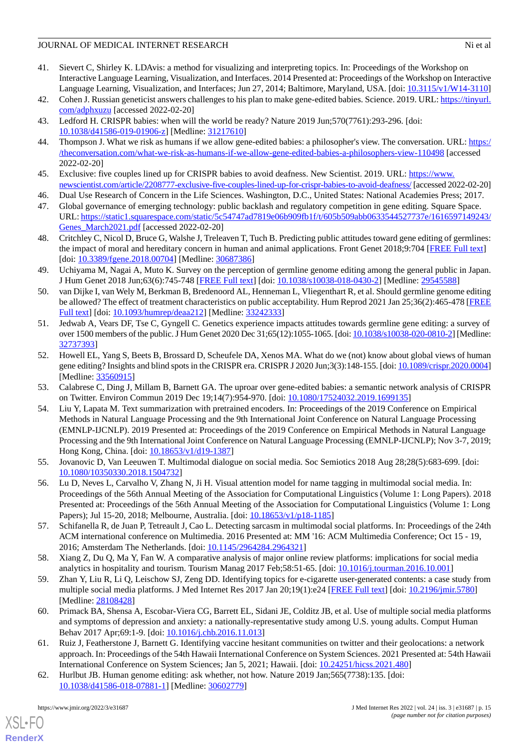41. Sievert C, Shirley K. LDAvis: a method for visualizing and interpreting topics. In: Proceedings of the Workshop on Interactive Language Learning, Visualization, and Interfaces. 2014 Presented at: Proceedings of the Workshop on Interactive Language Learning, Visualization, and Interfaces; Jun 27, 2014; Baltimore, Maryland, USA. [doi: 10.3115/v1/W14-3110]
42. Cohen J. Russian geneticist answers challenges to his plan to make gene-edited babies. Science. 2019. URL: https://tinyurl.com/adphxuzu [accessed 2022-02-20]
43. Ledford H. CRISPR babies: when will the world be ready? Nature 2019 Jun;570(7761):293-296. [doi: 10.1038/d41586-019-01906-z] [Medline: 31217610]
44. Thompson J. What we risk as humans if we allow gene-edited babies: a philosopher's view. The conversation. URL: https://theconversation.com/what-we-risk-as-humans-if-we-allow-gene-edited-babies-a-philosophers-view-110498 [accessed 2022-02-20]
45. Exclusive: five couples lined up for CRISPR babies to avoid deafness. New Scientist. 2019. URL: https://www.newscientist.com/article/2208777-exclusive-five-couples-lined-up-for-crispr-babies-to-avoid-deafness/ [accessed 2022-02-20]
46. Dual Use Research of Concern in the Life Sciences. Washington, D.C., United States: National Academies Press; 2017.
47. Global governance of emerging technology: public backlash and regulatory competition in gene editing. Square Space. URL: https://static1.squarespace.com/static/5c54747ad7819e06b909fb1f/t/605b509abb0633544527737e/1616597149243/Genes_March2021.pdf [accessed 2022-02-20]
48. Critchley C, Nicol D, Bruce G, Walshe J, Treleaven T, Tuch B. Predicting public attitudes toward gene editing of germlines: the impact of moral and hereditary concern in human and animal applications. Front Genet 2018;9:704 [FREE Full text] [doi: 10.3389/fgene.2018.00704] [Medline: 30687386]
49. Uchiyama M, Nagai A, Muto K. Survey on the perception of germline genome editing among the general public in Japan. J Hum Genet 2018 Jun;63(6):745-748 [FREE Full text] [doi: 10.1038/s10038-018-0430-2] [Medline: 29545588]
50. van Dijke I, van Wely M, Berkman B, Bredenoord AL, Henneman L, Vliegenthart R, et al. Should germline genome editing be allowed? The effect of treatment characteristics on public acceptability. Hum Reprod 2021 Jan 25;36(2):465-478 [FREE Full text] [doi: 10.1093/humrep/deaa212] [Medline: 33242333]
51. Jedwab A, Vears DF, Tse C, Gyngell C. Genetics experience impacts attitudes towards germline gene editing: a survey of over 1500 members of the public. J Hum Genet 2020 Dec 31;65(12):1055-1065. [doi: 10.1038/s10038-020-0810-2] [Medline: 32737393]
52. Howell EL, Yang S, Beets B, Brossard D, Scheufele DA, Xenos MA. What do we (not) know about global views of human gene editing? Insights and blind spots in the CRISPR era. CRISPR J 2020 Jun;3(3):148-155. [doi: 10.1089/crispr.2020.0004] [Medline: 33560915]
53. Calabrese C, Ding J, Millam B, Barnett GA. The uproar over gene-edited babies: a semantic network analysis of CRISPR on Twitter. Environ Commun 2019 Dec 19;14(7):954-970. [doi: 10.1080/17524032.2019.1699135]
54. Liu Y, Lapata M. Text summarization with pretrained encoders. In: Proceedings of the 2019 Conference on Empirical Methods in Natural Language Processing and the 9th International Joint Conference on Natural Language Processing (EMNLP-IJCNLP). 2019 Presented at: Proceedings of the 2019 Conference on Empirical Methods in Natural Language Processing and the 9th International Joint Conference on Natural Language Processing (EMNLP-IJCNLP); Nov 3-7, 2019; Hong Kong, China. [doi: 10.18653/v1/d19-1387]
55. Jovanovic D, Van Leeuwen T. Multimodal dialogue on social media. Soc Semiotics 2018 Aug 28;28(5):683-699. [doi: 10.1080/10350330.2018.1504732]
56. Lu D, Neves L, Carvalho V, Zhang N, Ji H. Visual attention model for name tagging in multimodal social media. In: Proceedings of the 56th Annual Meeting of the Association for Computational Linguistics (Volume 1: Long Papers). 2018 Presented at: Proceedings of the 56th Annual Meeting of the Association for Computational Linguistics (Volume 1: Long Papers); Jul 15-20, 2018; Melbourne, Australia. [doi: 10.18653/v1/p18-1185]
57. Schifanella R, de Juan P, Tetreault J, Cao L. Detecting sarcasm in multimodal social platforms. In: Proceedings of the 24th ACM international conference on Multimedia. 2016 Presented at: MM '16: ACM Multimedia Conference; Oct 15 - 19, 2016; Amsterdam The Netherlands. [doi: 10.1145/2964284.2964321]
58. Xiang Z, Du Q, Ma Y, Fan W. A comparative analysis of major online review platforms: implications for social media analytics in hospitality and tourism. Tourism Manag 2017 Feb;58:51-65. [doi: 10.1016/j.tourman.2016.10.001]
59. Zhan Y, Liu R, Li Q, Leischow SJ, Zeng DD. Identifying topics for e-cigarette user-generated contents: a case study from multiple social media platforms. J Med Internet Res 2017 Jan 20;19(1):e24 [FREE Full text] [doi: 10.2196/jmir.5780] [Medline: 28108428]
60. Primack BA, Shensa A, Escobar-Viera CG, Barrett EL, Sidani JE, Colditz JB, et al. Use of multiple social media platforms and symptoms of depression and anxiety: a nationally-representative study among U.S. young adults. Comput Human Behav 2017 Apr;69:1-9. [doi: 10.1016/j.chb.2016.11.013]
61. Ruiz J, Featherstone J, Barnett G. Identifying vaccine hesitant communities on twitter and their geolocations: a network approach. In: Proceedings of the 54th Hawaii International Conference on System Sciences. 2021 Presented at: 54th Hawaii International Conference on System Sciences; Jan 5, 2021; Hawaii. [doi: 10.24251/hicss.2021.480]
62. Hurlbut JB. Human genome editing: ask whether, not how. Nature 2019 Jan;565(7738):135. [doi: 10.1038/d41586-018-07881-1] [Medline: 30602779]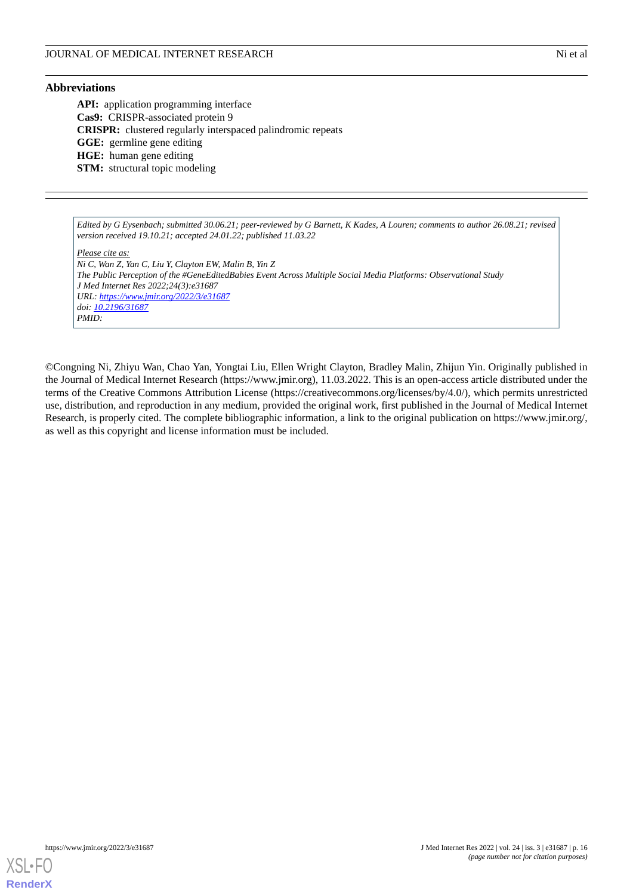## Abbreviations

**API:** application programming interface
**Cas9:** CRISPR-associated protein 9
**CRISPR:** clustered regularly interspaced palindromic repeats
**GGE:** germline gene editing
**HGE:** human gene editing
**STM:** structural topic modeling

---

*Edited by G Eysenbach; submitted 30.06.21; peer-reviewed by G Barnett, K Kades, A Louren; comments to author 26.08.21; revised version received 19.10.21; accepted 24.01.22; published 11.03.22*

*Please cite as:*
*Ni C, Wan Z, Yan C, Liu Y, Clayton EW, Malin B, Yin Z*
*The Public Perception of the #GeneEditedBabies Event Across Multiple Social Media Platforms: Observational Study*
*J Med Internet Res 2022;24(3):e31687*
*URL: https://www.jmir.org/2022/3/e31687*
*doi: 10.2196/31687*
*PMID:*

©Congning Ni, Zhiyu Wan, Chao Yan, Yongtai Liu, Ellen Wright Clayton, Bradley Malin, Zhijun Yin. Originally published in the Journal of Medical Internet Research (https://www.jmir.org), 11.03.2022. This is an open-access article distributed under the terms of the Creative Commons Attribution License (https://creativecommons.org/licenses/by/4.0/), which permits unrestricted use, distribution, and reproduction in any medium, provided the original work, first published in the Journal of Medical Internet Research, is properly cited. The complete bibliographic information, a link to the original publication on https://www.jmir.org/, as well as this copyright and license information must be included.